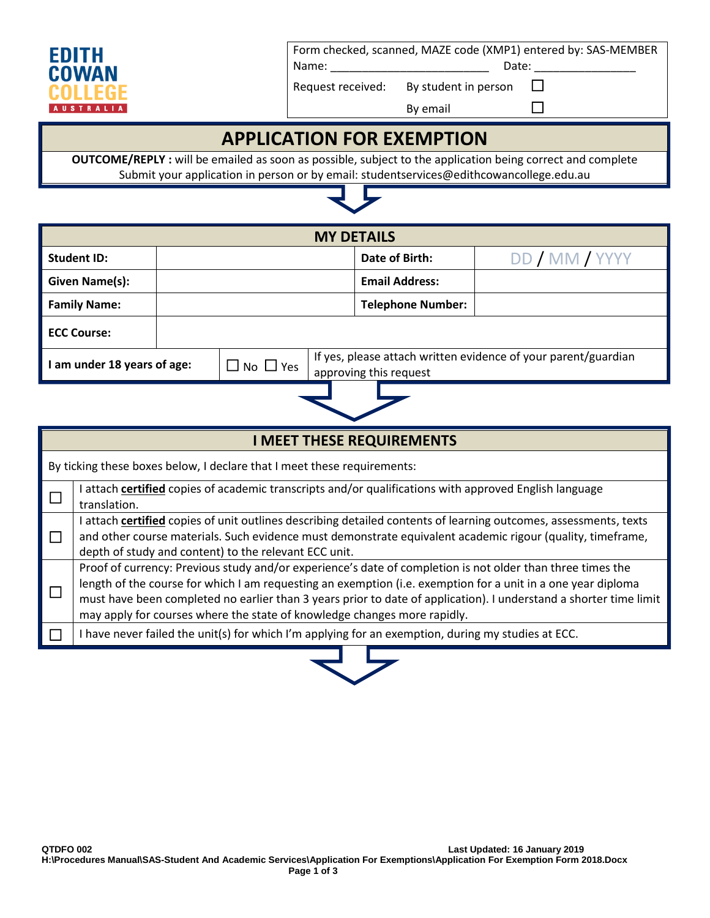EDITH COWAN COLLEGE AUSTRALIA

| Form checked, scanned, MAZE code (XMP1) entered by: SAS-MEMBER | |
|---|---|
| Name: ________________________ | Date: _______________ |
| Request received: By student in person | ☐ |
| By email | ☐ |

# APPLICATION FOR EXEMPTION

**OUTCOME/REPLY :** will be emailed as soon as possible, subject to the application being correct and complete
Submit your application in person or by email: studentservices@edithcowancollege.edu.au

## MY DETAILS

| **Student ID:** | | **Date of Birth:** | DD / MM / YYYY |
|---|---|---|---|
| **Given Name(s):** | | **Email Address:** | |
| **Family Name:** | | **Telephone Number:** | |
| **ECC Course:** | | | |
| **I am under 18 years of age:** | ☐ No ☐ Yes | If yes, please attach written evidence of your parent/guardian approving this request | |

## I MEET THESE REQUIREMENTS

By ticking these boxes below, I declare that I meet these requirements:

| | |
|---|---|
| ☐ | I attach **certified** copies of academic transcripts and/or qualifications with approved English language translation. |
| ☐ | I attach **certified** copies of unit outlines describing detailed contents of learning outcomes, assessments, texts and other course materials. Such evidence must demonstrate equivalent academic rigour (quality, timeframe, depth of study and content) to the relevant ECC unit. |
| ☐ | Proof of currency: Previous study and/or experience's date of completion is not older than three times the length of the course for which I am requesting an exemption (i.e. exemption for a unit in a one year diploma must have been completed no earlier than 3 years prior to date of application). I understand a shorter time limit may apply for courses where the state of knowledge changes more rapidly. |
| ☐ | I have never failed the unit(s) for which I'm applying for an exemption, during my studies at ECC. |

QTDFO 002 Last Updated: 16 January 2019
H:\Procedures Manual\SAS-Student And Academic Services\Application For Exemptions\Application For Exemption Form 2018.Docx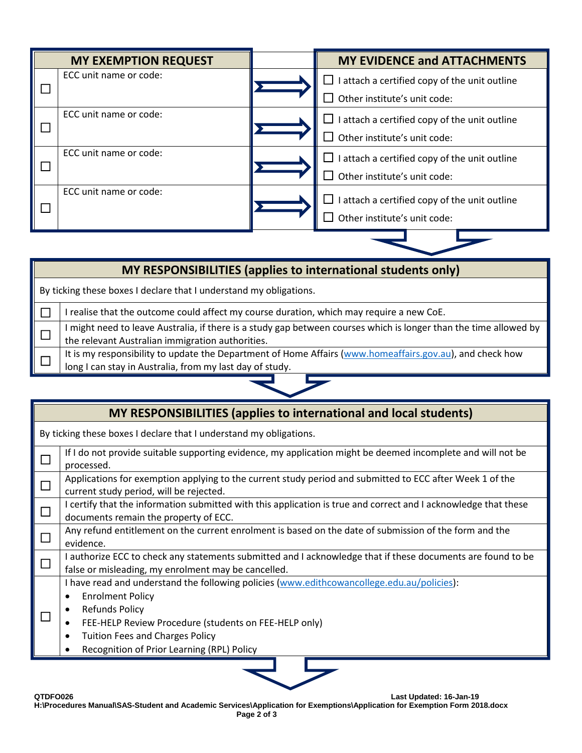| | MY EXEMPTION REQUEST | | MY EVIDENCE and ATTACHMENTS |
|---|---|---|---|
| ☐ | ECC unit name or code: | ⟹ | ☐ I attach a certified copy of the unit outline<br>☐ Other institute's unit code: |
| ☐ | ECC unit name or code: | ⟹ | ☐ I attach a certified copy of the unit outline<br>☐ Other institute's unit code: |
| ☐ | ECC unit name or code: | ⟹ | ☐ I attach a certified copy of the unit outline<br>☐ Other institute's unit code: |
| ☐ | ECC unit name or code: | ⟹ | ☐ I attach a certified copy of the unit outline<br>☐ Other institute's unit code: |

## MY RESPONSIBILITIES (applies to international students only)

By ticking these boxes I declare that I understand my obligations.

| | |
|---|---|
| ☐ | I realise that the outcome could affect my course duration, which may require a new CoE. |
| ☐ | I might need to leave Australia, if there is a study gap between courses which is longer than the time allowed by the relevant Australian immigration authorities. |
| ☐ | It is my responsibility to update the Department of Home Affairs (www.homeaffairs.gov.au), and check how long I can stay in Australia, from my last day of study. |

## MY RESPONSIBILITIES (applies to international and local students)

By ticking these boxes I declare that I understand my obligations.

| | |
|---|---|
| ☐ | If I do not provide suitable supporting evidence, my application might be deemed incomplete and will not be processed. |
| ☐ | Applications for exemption applying to the current study period and submitted to ECC after Week 1 of the current study period, will be rejected. |
| ☐ | I certify that the information submitted with this application is true and correct and I acknowledge that these documents remain the property of ECC. |
| ☐ | Any refund entitlement on the current enrolment is based on the date of submission of the form and the evidence. |
| ☐ | I authorize ECC to check any statements submitted and I acknowledge that if these documents are found to be false or misleading, my enrolment may be cancelled. |
| ☐ | I have read and understand the following policies (www.edithcowancollege.edu.au/policies):<br>• Enrolment Policy<br>• Refunds Policy<br>• FEE-HELP Review Procedure (students on FEE-HELP only)<br>• Tuition Fees and Charges Policy<br>• Recognition of Prior Learning (RPL) Policy |

QTDFO026 Last Updated: 16-Jan-19
H:\Procedures Manual\SAS-Student and Academic Services\Application for Exemptions\Application for Exemption Form 2018.docx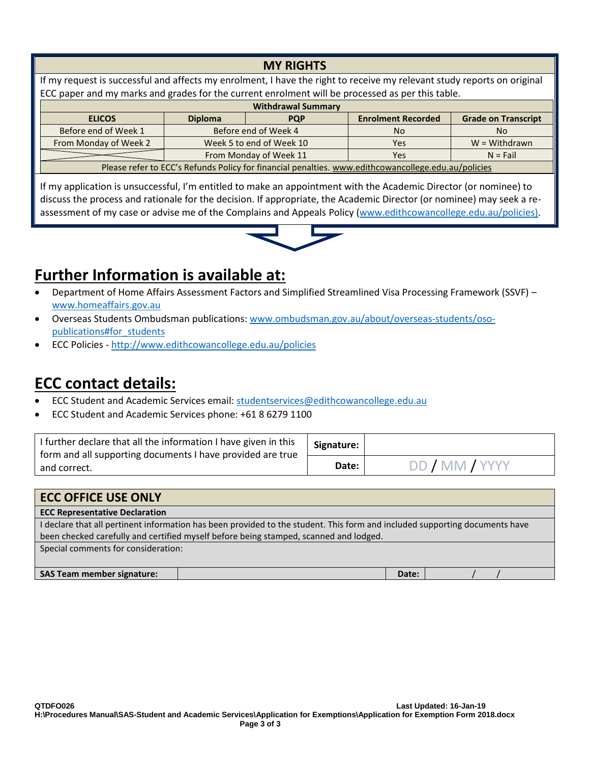## MY RIGHTS

If my request is successful and affects my enrolment, I have the right to receive my relevant study reports on original ECC paper and my marks and grades for the current enrolment will be processed as per this table.

| Withdrawal Summary | | | | |
|---|---|---|---|---|
| **ELICOS** | **Diploma** | **PQP** | **Enrolment Recorded** | **Grade on Transcript** |
| Before end of Week 1 | Before end of Week 4 | | No | No |
| From Monday of Week 2 | Week 5 to end of Week 10 | | Yes | W = Withdrawn |
| | From Monday of Week 11 | | Yes | N = Fail |
| Please refer to ECC's Refunds Policy for financial penalties. www.edithcowancollege.edu.au/policies | | | | |

If my application is unsuccessful, I'm entitled to make an appointment with the Academic Director (or nominee) to discuss the process and rationale for the decision. If appropriate, the Academic Director (or nominee) may seek a re-assessment of my case or advise me of the Complains and Appeals Policy (www.edithcowancollege.edu.au/policies).

# Further Information is available at:

- Department of Home Affairs Assessment Factors and Simplified Streamlined Visa Processing Framework (SSVF) – www.homeaffairs.gov.au
- Overseas Students Ombudsman publications: www.ombudsman.gov.au/about/overseas-students/oso-publications#for_students
- ECC Policies - http://www.edithcowancollege.edu.au/policies

# ECC contact details:

- ECC Student and Academic Services email: studentservices@edithcowancollege.edu.au
- ECC Student and Academic Services phone: +61 8 6279 1100

| | | |
|---|---|---|
| I further declare that all the information I have given in this form and all supporting documents I have provided are true and correct. | **Signature:** | |
| | **Date:** | DD / MM / YYYY |

| ECC OFFICE USE ONLY | | | |
|---|---|---|---|
| **ECC Representative Declaration** | | | |
| I declare that all pertinent information has been provided to the student. This form and included supporting documents have been checked carefully and certified myself before being stamped, scanned and lodged. | | | |
| Special comments for consideration: | | | |
| **SAS Team member signature:** | | **Date:** | / / |

QTDFO026 Last Updated: 16-Jan-19
H:\Procedures Manual\SAS-Student and Academic Services\Application for Exemptions\Application for Exemption Form 2018.docx